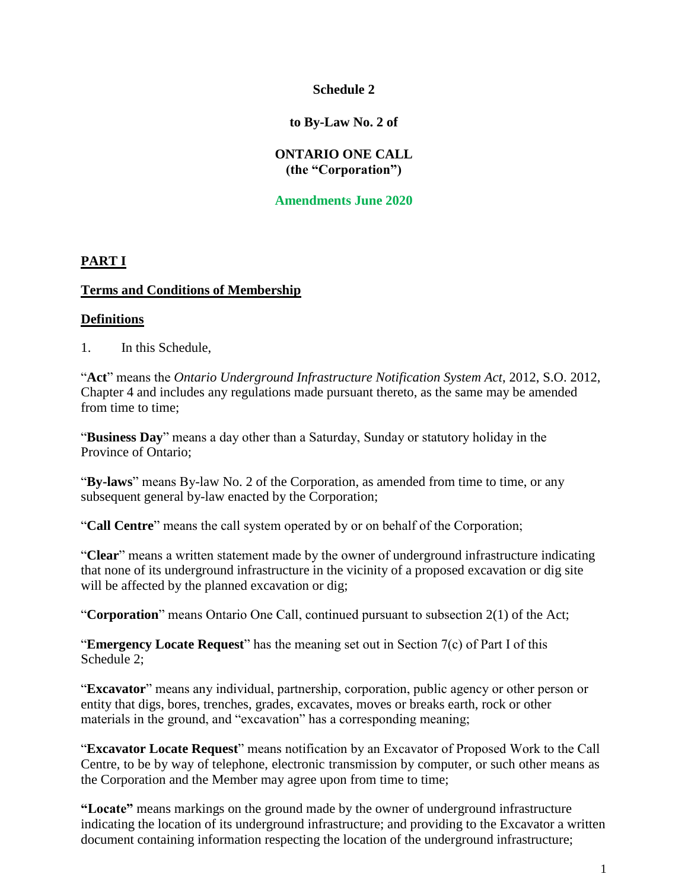**Schedule 2**

**to By-Law No. 2 of**

**ONTARIO ONE CALL**
**(the "Corporation")**

**Amendments June 2020**

## PART I

### Terms and Conditions of Membership

### Definitions

1. In this Schedule,

"**Act**" means the *Ontario Underground Infrastructure Notification System Act*, 2012, S.O. 2012, Chapter 4 and includes any regulations made pursuant thereto, as the same may be amended from time to time;

"**Business Day**" means a day other than a Saturday, Sunday or statutory holiday in the Province of Ontario;

"**By-laws**" means By-law No. 2 of the Corporation, as amended from time to time, or any subsequent general by-law enacted by the Corporation;

"**Call Centre**" means the call system operated by or on behalf of the Corporation;

"**Clear**" means a written statement made by the owner of underground infrastructure indicating that none of its underground infrastructure in the vicinity of a proposed excavation or dig site will be affected by the planned excavation or dig;

"**Corporation**" means Ontario One Call, continued pursuant to subsection 2(1) of the Act;

"**Emergency Locate Request**" has the meaning set out in Section 7(c) of Part I of this Schedule 2;

"**Excavator**" means any individual, partnership, corporation, public agency or other person or entity that digs, bores, trenches, grades, excavates, moves or breaks earth, rock or other materials in the ground, and "excavation" has a corresponding meaning;

"**Excavator Locate Request**" means notification by an Excavator of Proposed Work to the Call Centre, to be by way of telephone, electronic transmission by computer, or such other means as the Corporation and the Member may agree upon from time to time;

**"Locate"** means markings on the ground made by the owner of underground infrastructure indicating the location of its underground infrastructure; and providing to the Excavator a written document containing information respecting the location of the underground infrastructure;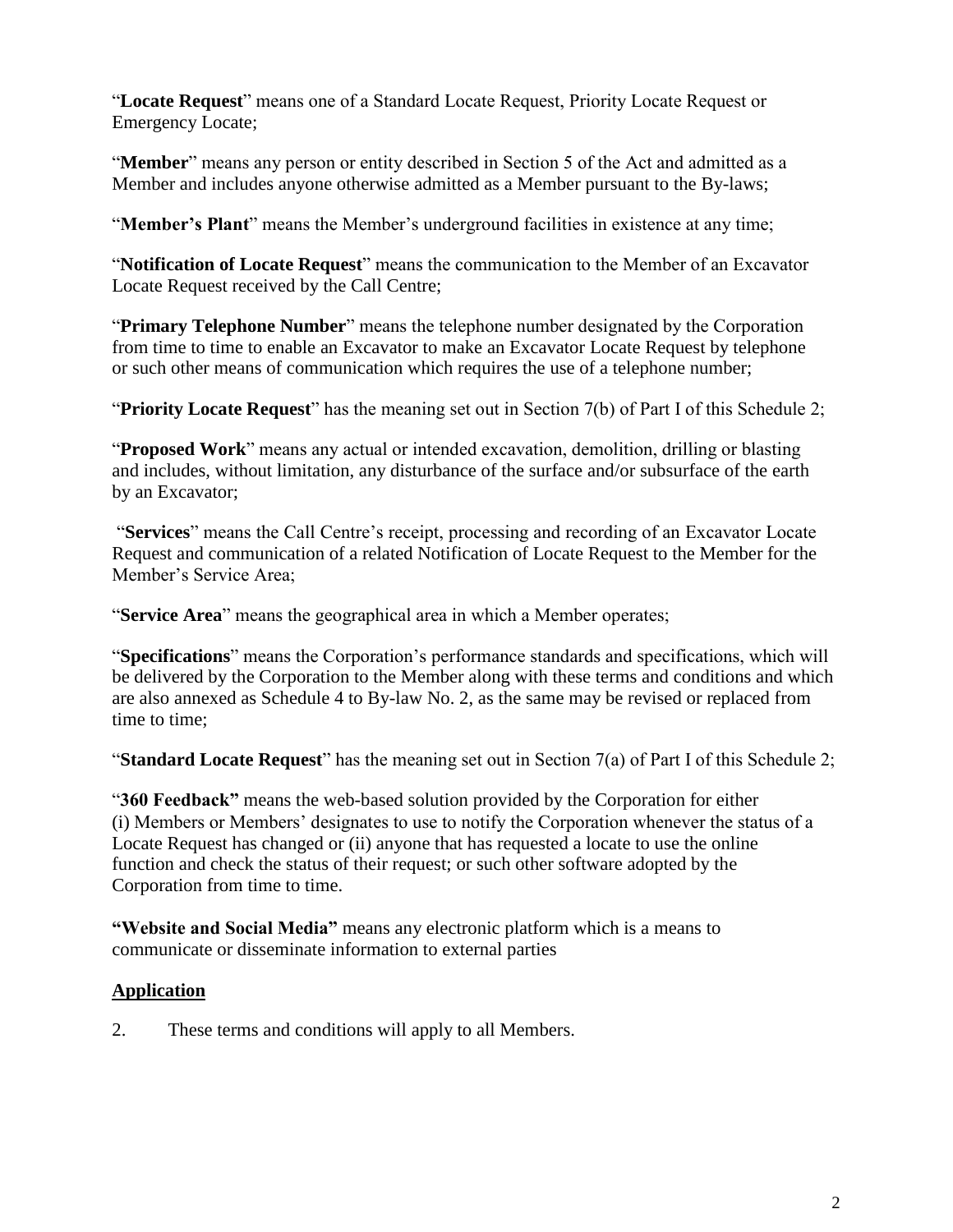"**Locate Request**" means one of a Standard Locate Request, Priority Locate Request or Emergency Locate;

"**Member**" means any person or entity described in Section 5 of the Act and admitted as a Member and includes anyone otherwise admitted as a Member pursuant to the By-laws;

"**Member's Plant**" means the Member's underground facilities in existence at any time;

"**Notification of Locate Request**" means the communication to the Member of an Excavator Locate Request received by the Call Centre;

"**Primary Telephone Number**" means the telephone number designated by the Corporation from time to time to enable an Excavator to make an Excavator Locate Request by telephone or such other means of communication which requires the use of a telephone number;

"**Priority Locate Request**" has the meaning set out in Section 7(b) of Part I of this Schedule 2;

"**Proposed Work**" means any actual or intended excavation, demolition, drilling or blasting and includes, without limitation, any disturbance of the surface and/or subsurface of the earth by an Excavator;

"**Services**" means the Call Centre's receipt, processing and recording of an Excavator Locate Request and communication of a related Notification of Locate Request to the Member for the Member's Service Area;

"**Service Area**" means the geographical area in which a Member operates;

"**Specifications**" means the Corporation's performance standards and specifications, which will be delivered by the Corporation to the Member along with these terms and conditions and which are also annexed as Schedule 4 to By-law No. 2, as the same may be revised or replaced from time to time;

"**Standard Locate Request**" has the meaning set out in Section 7(a) of Part I of this Schedule 2;

"**360 Feedback"** means the web-based solution provided by the Corporation for either (i) Members or Members' designates to use to notify the Corporation whenever the status of a Locate Request has changed or (ii) anyone that has requested a locate to use the online function and check the status of their request; or such other software adopted by the Corporation from time to time.

**"Website and Social Media"** means any electronic platform which is a means to communicate or disseminate information to external parties

## Application

2. These terms and conditions will apply to all Members.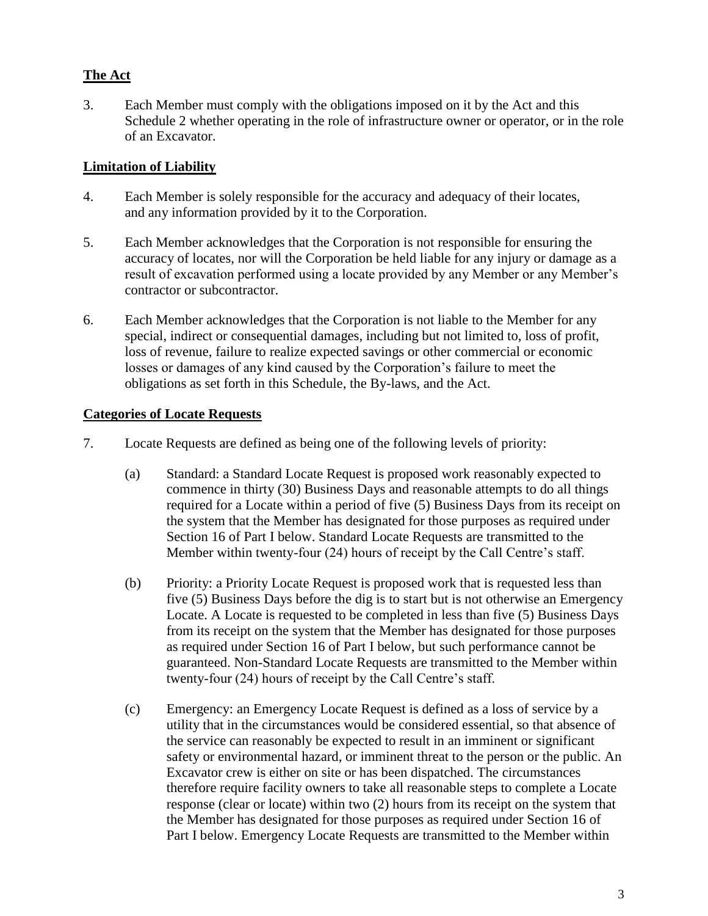## The Act

3. Each Member must comply with the obligations imposed on it by the Act and this Schedule 2 whether operating in the role of infrastructure owner or operator, or in the role of an Excavator.

## Limitation of Liability

4. Each Member is solely responsible for the accuracy and adequacy of their locates, and any information provided by it to the Corporation.

5. Each Member acknowledges that the Corporation is not responsible for ensuring the accuracy of locates, nor will the Corporation be held liable for any injury or damage as a result of excavation performed using a locate provided by any Member or any Member's contractor or subcontractor.

6. Each Member acknowledges that the Corporation is not liable to the Member for any special, indirect or consequential damages, including but not limited to, loss of profit, loss of revenue, failure to realize expected savings or other commercial or economic losses or damages of any kind caused by the Corporation's failure to meet the obligations as set forth in this Schedule, the By-laws, and the Act.

## Categories of Locate Requests

7. Locate Requests are defined as being one of the following levels of priority:

   (a) Standard: a Standard Locate Request is proposed work reasonably expected to commence in thirty (30) Business Days and reasonable attempts to do all things required for a Locate within a period of five (5) Business Days from its receipt on the system that the Member has designated for those purposes as required under Section 16 of Part I below. Standard Locate Requests are transmitted to the Member within twenty-four (24) hours of receipt by the Call Centre's staff.

   (b) Priority: a Priority Locate Request is proposed work that is requested less than five (5) Business Days before the dig is to start but is not otherwise an Emergency Locate. A Locate is requested to be completed in less than five (5) Business Days from its receipt on the system that the Member has designated for those purposes as required under Section 16 of Part I below, but such performance cannot be guaranteed. Non-Standard Locate Requests are transmitted to the Member within twenty-four (24) hours of receipt by the Call Centre's staff.

   (c) Emergency: an Emergency Locate Request is defined as a loss of service by a utility that in the circumstances would be considered essential, so that absence of the service can reasonably be expected to result in an imminent or significant safety or environmental hazard, or imminent threat to the person or the public. An Excavator crew is either on site or has been dispatched. The circumstances therefore require facility owners to take all reasonable steps to complete a Locate response (clear or locate) within two (2) hours from its receipt on the system that the Member has designated for those purposes as required under Section 16 of Part I below. Emergency Locate Requests are transmitted to the Member within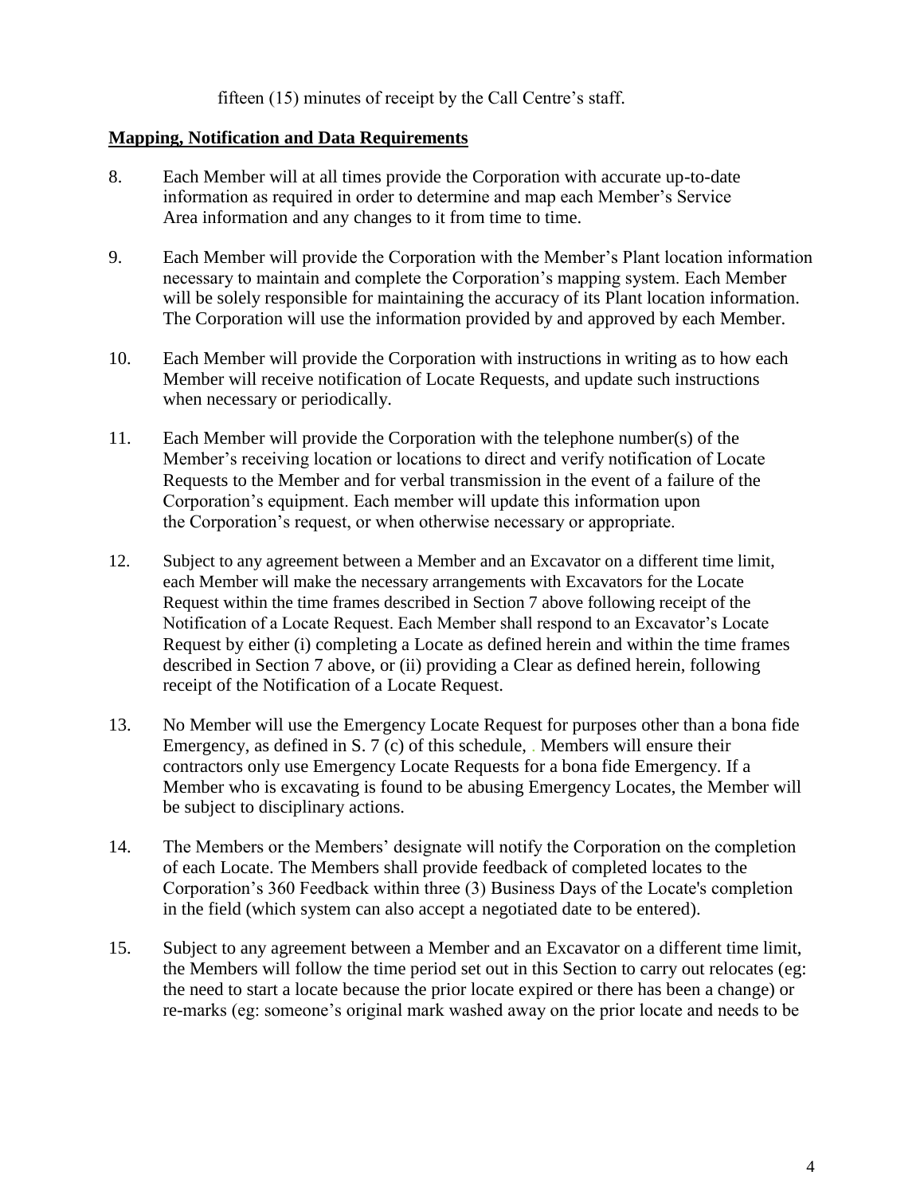fifteen (15) minutes of receipt by the Call Centre's staff.

**Mapping, Notification and Data Requirements**

8. Each Member will at all times provide the Corporation with accurate up-to-date information as required in order to determine and map each Member's Service Area information and any changes to it from time to time.

9. Each Member will provide the Corporation with the Member's Plant location information necessary to maintain and complete the Corporation's mapping system. Each Member will be solely responsible for maintaining the accuracy of its Plant location information. The Corporation will use the information provided by and approved by each Member.

10. Each Member will provide the Corporation with instructions in writing as to how each Member will receive notification of Locate Requests, and update such instructions when necessary or periodically.

11. Each Member will provide the Corporation with the telephone number(s) of the Member's receiving location or locations to direct and verify notification of Locate Requests to the Member and for verbal transmission in the event of a failure of the Corporation's equipment. Each member will update this information upon the Corporation's request, or when otherwise necessary or appropriate.

12. Subject to any agreement between a Member and an Excavator on a different time limit, each Member will make the necessary arrangements with Excavators for the Locate Request within the time frames described in Section 7 above following receipt of the Notification of a Locate Request. Each Member shall respond to an Excavator's Locate Request by either (i) completing a Locate as defined herein and within the time frames described in Section 7 above, or (ii) providing a Clear as defined herein, following receipt of the Notification of a Locate Request.

13. No Member will use the Emergency Locate Request for purposes other than a bona fide Emergency, as defined in S. 7 (c) of this schedule, . Members will ensure their contractors only use Emergency Locate Requests for a bona fide Emergency. If a Member who is excavating is found to be abusing Emergency Locates, the Member will be subject to disciplinary actions.

14. The Members or the Members' designate will notify the Corporation on the completion of each Locate. The Members shall provide feedback of completed locates to the Corporation's 360 Feedback within three (3) Business Days of the Locate's completion in the field (which system can also accept a negotiated date to be entered).

15. Subject to any agreement between a Member and an Excavator on a different time limit, the Members will follow the time period set out in this Section to carry out relocates (eg: the need to start a locate because the prior locate expired or there has been a change) or re-marks (eg: someone's original mark washed away on the prior locate and needs to be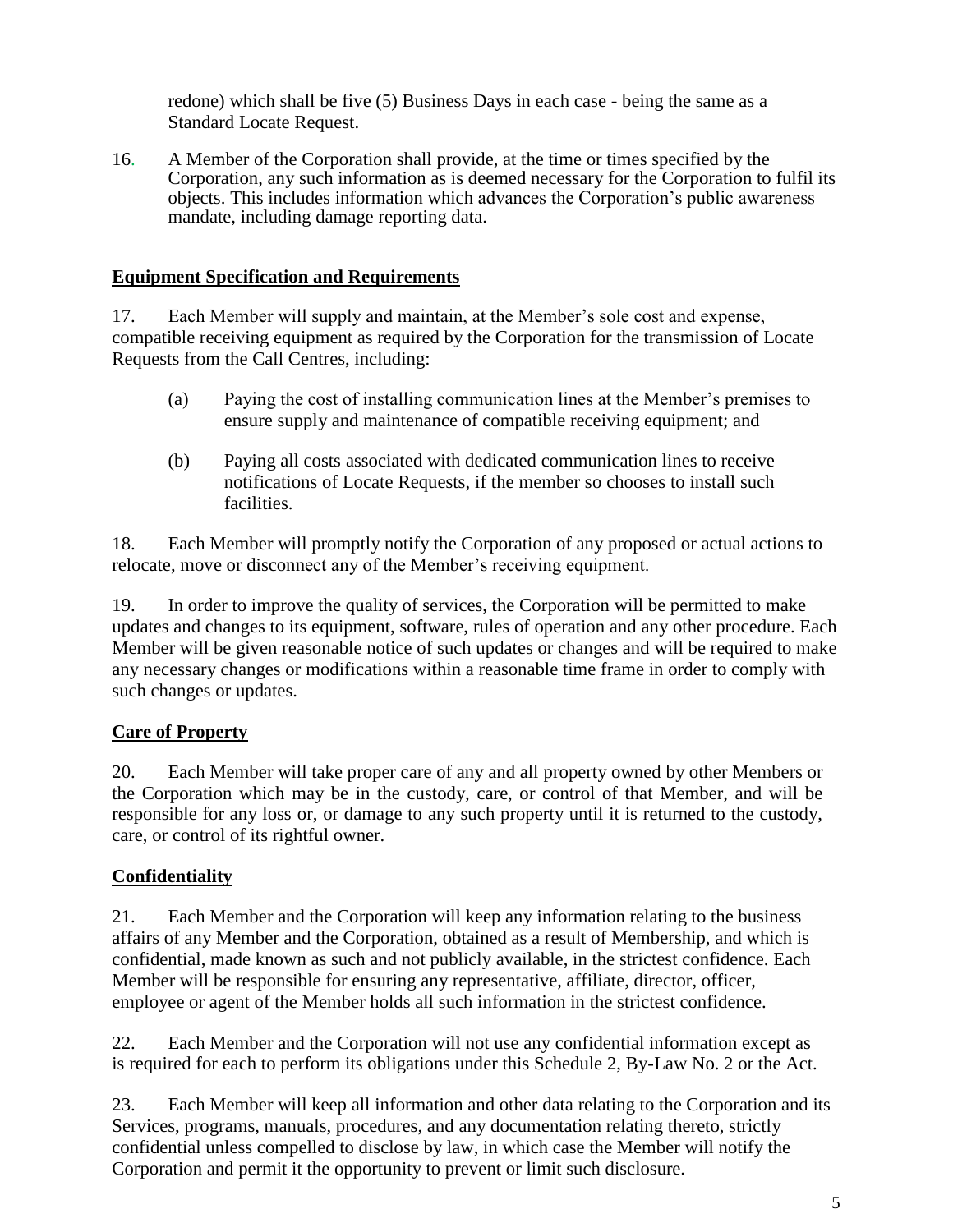redone) which shall be five (5) Business Days in each case - being the same as a Standard Locate Request.

16. A Member of the Corporation shall provide, at the time or times specified by the Corporation, any such information as is deemed necessary for the Corporation to fulfil its objects. This includes information which advances the Corporation's public awareness mandate, including damage reporting data.

## Equipment Specification and Requirements

17. Each Member will supply and maintain, at the Member's sole cost and expense, compatible receiving equipment as required by the Corporation for the transmission of Locate Requests from the Call Centres, including:

(a) Paying the cost of installing communication lines at the Member's premises to ensure supply and maintenance of compatible receiving equipment; and

(b) Paying all costs associated with dedicated communication lines to receive notifications of Locate Requests, if the member so chooses to install such facilities.

18. Each Member will promptly notify the Corporation of any proposed or actual actions to relocate, move or disconnect any of the Member's receiving equipment.

19. In order to improve the quality of services, the Corporation will be permitted to make updates and changes to its equipment, software, rules of operation and any other procedure. Each Member will be given reasonable notice of such updates or changes and will be required to make any necessary changes or modifications within a reasonable time frame in order to comply with such changes or updates.

## Care of Property

20. Each Member will take proper care of any and all property owned by other Members or the Corporation which may be in the custody, care, or control of that Member, and will be responsible for any loss or, or damage to any such property until it is returned to the custody, care, or control of its rightful owner.

## Confidentiality

21. Each Member and the Corporation will keep any information relating to the business affairs of any Member and the Corporation, obtained as a result of Membership, and which is confidential, made known as such and not publicly available, in the strictest confidence. Each Member will be responsible for ensuring any representative, affiliate, director, officer, employee or agent of the Member holds all such information in the strictest confidence.

22. Each Member and the Corporation will not use any confidential information except as is required for each to perform its obligations under this Schedule 2, By-Law No. 2 or the Act.

23. Each Member will keep all information and other data relating to the Corporation and its Services, programs, manuals, procedures, and any documentation relating thereto, strictly confidential unless compelled to disclose by law, in which case the Member will notify the Corporation and permit it the opportunity to prevent or limit such disclosure.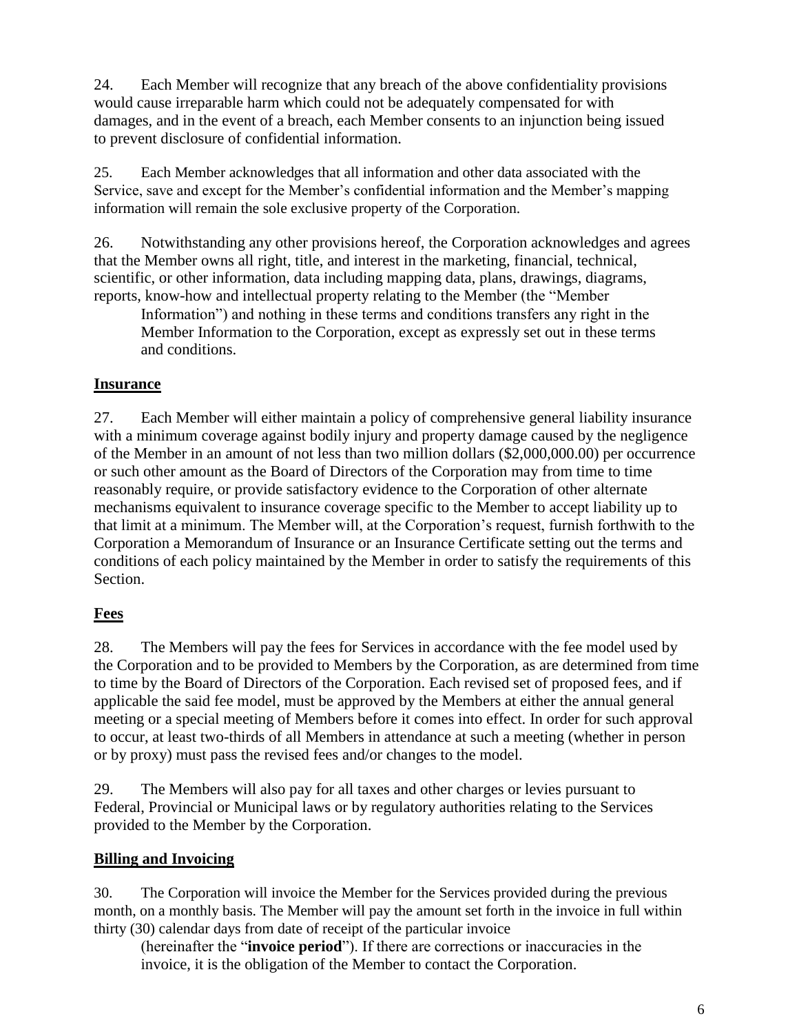24. Each Member will recognize that any breach of the above confidentiality provisions would cause irreparable harm which could not be adequately compensated for with damages, and in the event of a breach, each Member consents to an injunction being issued to prevent disclosure of confidential information.

25. Each Member acknowledges that all information and other data associated with the Service, save and except for the Member's confidential information and the Member's mapping information will remain the sole exclusive property of the Corporation.

26. Notwithstanding any other provisions hereof, the Corporation acknowledges and agrees that the Member owns all right, title, and interest in the marketing, financial, technical, scientific, or other information, data including mapping data, plans, drawings, diagrams, reports, know-how and intellectual property relating to the Member (the "Member Information") and nothing in these terms and conditions transfers any right in the Member Information to the Corporation, except as expressly set out in these terms and conditions.

## Insurance

27. Each Member will either maintain a policy of comprehensive general liability insurance with a minimum coverage against bodily injury and property damage caused by the negligence of the Member in an amount of not less than two million dollars ($2,000,000.00) per occurrence or such other amount as the Board of Directors of the Corporation may from time to time reasonably require, or provide satisfactory evidence to the Corporation of other alternate mechanisms equivalent to insurance coverage specific to the Member to accept liability up to that limit at a minimum. The Member will, at the Corporation's request, furnish forthwith to the Corporation a Memorandum of Insurance or an Insurance Certificate setting out the terms and conditions of each policy maintained by the Member in order to satisfy the requirements of this Section.

## Fees

28. The Members will pay the fees for Services in accordance with the fee model used by the Corporation and to be provided to Members by the Corporation, as are determined from time to time by the Board of Directors of the Corporation. Each revised set of proposed fees, and if applicable the said fee model, must be approved by the Members at either the annual general meeting or a special meeting of Members before it comes into effect. In order for such approval to occur, at least two-thirds of all Members in attendance at such a meeting (whether in person or by proxy) must pass the revised fees and/or changes to the model.

29. The Members will also pay for all taxes and other charges or levies pursuant to Federal, Provincial or Municipal laws or by regulatory authorities relating to the Services provided to the Member by the Corporation.

## Billing and Invoicing

30. The Corporation will invoice the Member for the Services provided during the previous month, on a monthly basis. The Member will pay the amount set forth in the invoice in full within thirty (30) calendar days from date of receipt of the particular invoice (hereinafter the "**invoice period**"). If there are corrections or inaccuracies in the invoice, it is the obligation of the Member to contact the Corporation.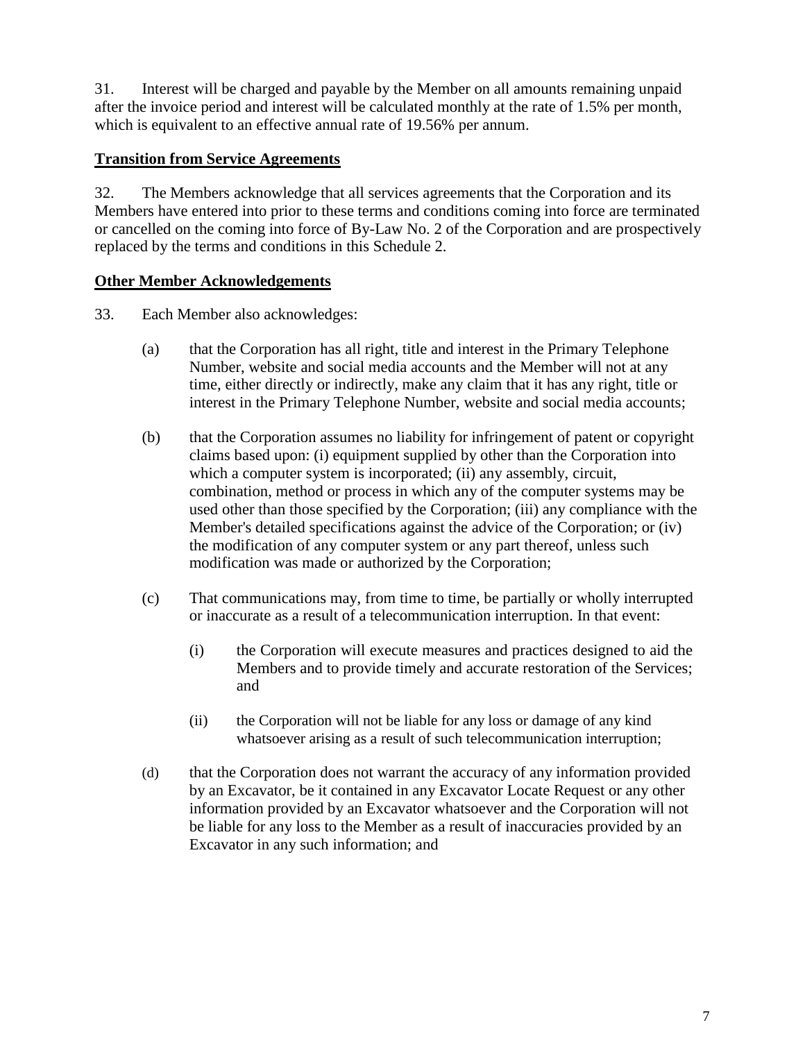31. Interest will be charged and payable by the Member on all amounts remaining unpaid after the invoice period and interest will be calculated monthly at the rate of 1.5% per month, which is equivalent to an effective annual rate of 19.56% per annum.

**<u>Transition from Service Agreements</u>**

32. The Members acknowledge that all services agreements that the Corporation and its Members have entered into prior to these terms and conditions coming into force are terminated or cancelled on the coming into force of By-Law No. 2 of the Corporation and are prospectively replaced by the terms and conditions in this Schedule 2.

**<u>Other Member Acknowledgements</u>**

33. Each Member also acknowledges:

(a) that the Corporation has all right, title and interest in the Primary Telephone Number, website and social media accounts and the Member will not at any time, either directly or indirectly, make any claim that it has any right, title or interest in the Primary Telephone Number, website and social media accounts;

(b) that the Corporation assumes no liability for infringement of patent or copyright claims based upon: (i) equipment supplied by other than the Corporation into which a computer system is incorporated; (ii) any assembly, circuit, combination, method or process in which any of the computer systems may be used other than those specified by the Corporation; (iii) any compliance with the Member's detailed specifications against the advice of the Corporation; or (iv) the modification of any computer system or any part thereof, unless such modification was made or authorized by the Corporation;

(c) That communications may, from time to time, be partially or wholly interrupted or inaccurate as a result of a telecommunication interruption. In that event:

(i) the Corporation will execute measures and practices designed to aid the Members and to provide timely and accurate restoration of the Services; and

(ii) the Corporation will not be liable for any loss or damage of any kind whatsoever arising as a result of such telecommunication interruption;

(d) that the Corporation does not warrant the accuracy of any information provided by an Excavator, be it contained in any Excavator Locate Request or any other information provided by an Excavator whatsoever and the Corporation will not be liable for any loss to the Member as a result of inaccuracies provided by an Excavator in any such information; and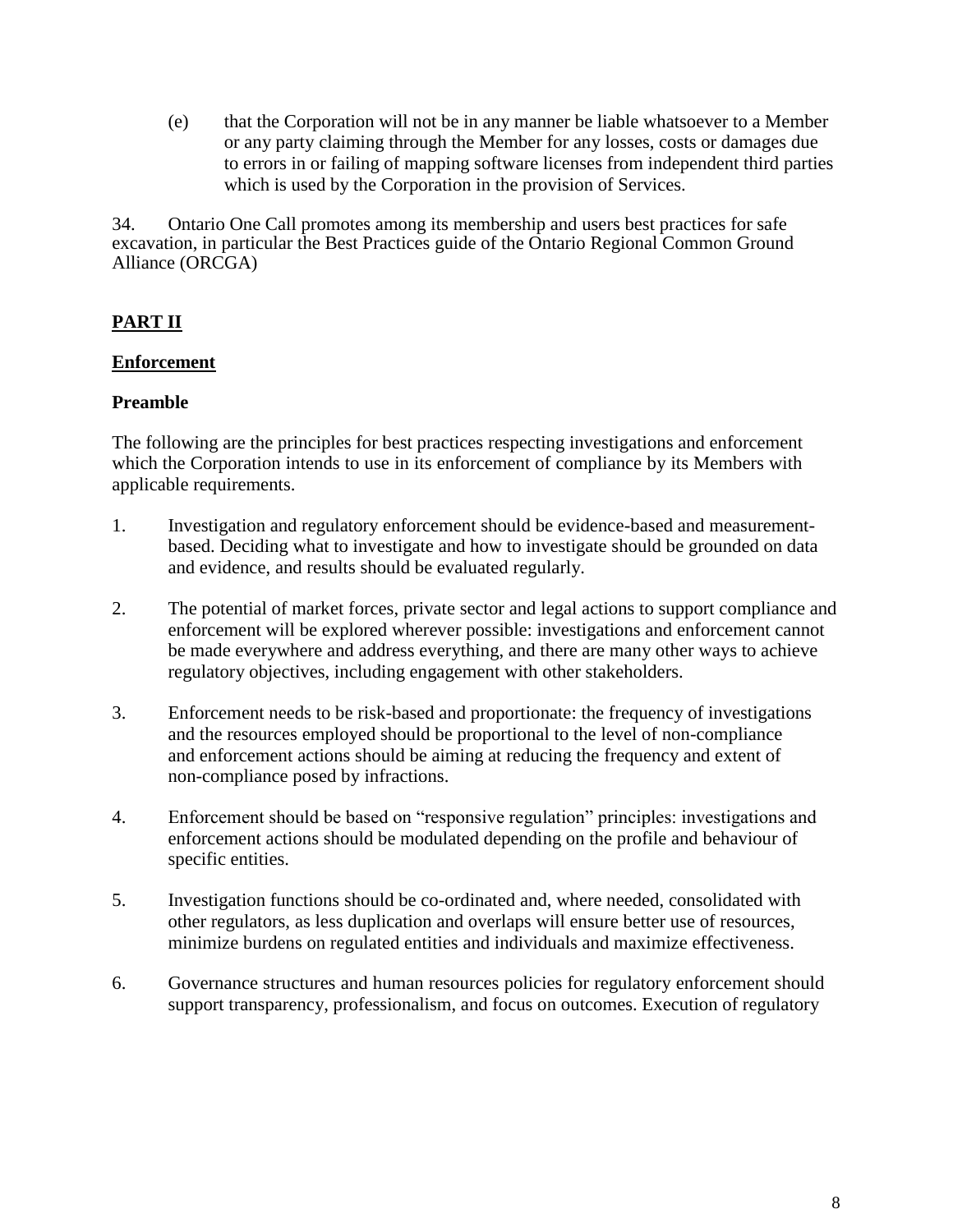(e) that the Corporation will not be in any manner be liable whatsoever to a Member or any party claiming through the Member for any losses, costs or damages due to errors in or failing of mapping software licenses from independent third parties which is used by the Corporation in the provision of Services.

34. Ontario One Call promotes among its membership and users best practices for safe excavation, in particular the Best Practices guide of the Ontario Regional Common Ground Alliance (ORCGA)

## **PART II**

### **Enforcement**

#### **Preamble**

The following are the principles for best practices respecting investigations and enforcement which the Corporation intends to use in its enforcement of compliance by its Members with applicable requirements.

1. Investigation and regulatory enforcement should be evidence-based and measurement-based. Deciding what to investigate and how to investigate should be grounded on data and evidence, and results should be evaluated regularly.

2. The potential of market forces, private sector and legal actions to support compliance and enforcement will be explored wherever possible: investigations and enforcement cannot be made everywhere and address everything, and there are many other ways to achieve regulatory objectives, including engagement with other stakeholders.

3. Enforcement needs to be risk-based and proportionate: the frequency of investigations and the resources employed should be proportional to the level of non-compliance and enforcement actions should be aiming at reducing the frequency and extent of non-compliance posed by infractions.

4. Enforcement should be based on "responsive regulation" principles: investigations and enforcement actions should be modulated depending on the profile and behaviour of specific entities.

5. Investigation functions should be co-ordinated and, where needed, consolidated with other regulators, as less duplication and overlaps will ensure better use of resources, minimize burdens on regulated entities and individuals and maximize effectiveness.

6. Governance structures and human resources policies for regulatory enforcement should support transparency, professionalism, and focus on outcomes. Execution of regulatory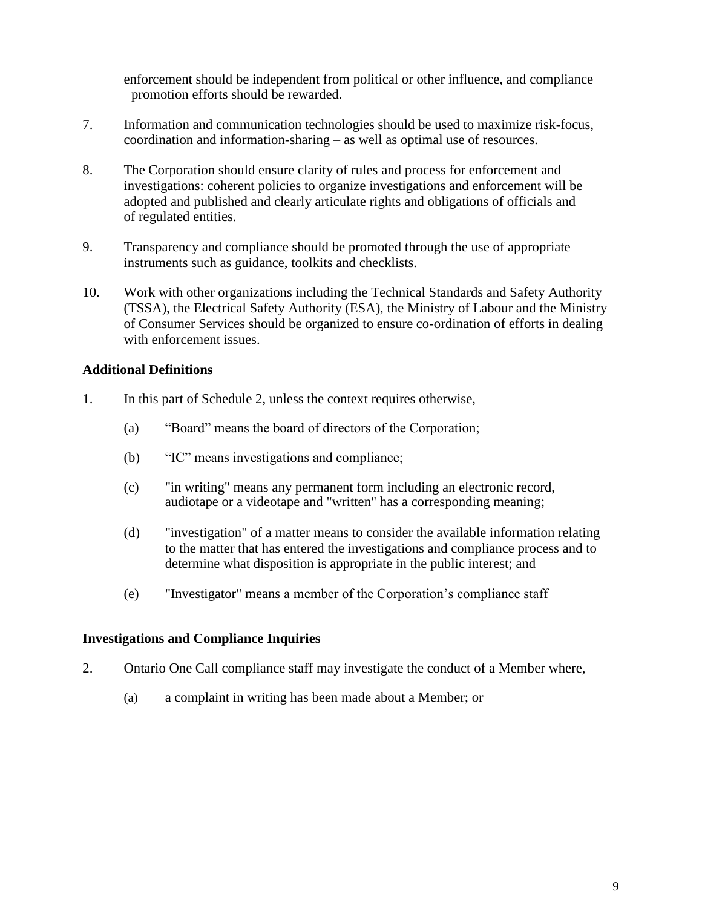enforcement should be independent from political or other influence, and compliance promotion efforts should be rewarded.

7. Information and communication technologies should be used to maximize risk-focus, coordination and information-sharing – as well as optimal use of resources.

8. The Corporation should ensure clarity of rules and process for enforcement and investigations: coherent policies to organize investigations and enforcement will be adopted and published and clearly articulate rights and obligations of officials and of regulated entities.

9. Transparency and compliance should be promoted through the use of appropriate instruments such as guidance, toolkits and checklists.

10. Work with other organizations including the Technical Standards and Safety Authority (TSSA), the Electrical Safety Authority (ESA), the Ministry of Labour and the Ministry of Consumer Services should be organized to ensure co-ordination of efforts in dealing with enforcement issues.

**Additional Definitions**

1. In this part of Schedule 2, unless the context requires otherwise,

    (a) "Board" means the board of directors of the Corporation;

    (b) "IC" means investigations and compliance;

    (c) "in writing" means any permanent form including an electronic record, audiotape or a videotape and "written" has a corresponding meaning;

    (d) "investigation" of a matter means to consider the available information relating to the matter that has entered the investigations and compliance process and to determine what disposition is appropriate in the public interest; and

    (e) "Investigator" means a member of the Corporation's compliance staff

**Investigations and Compliance Inquiries**

2. Ontario One Call compliance staff may investigate the conduct of a Member where,

    (a) a complaint in writing has been made about a Member; or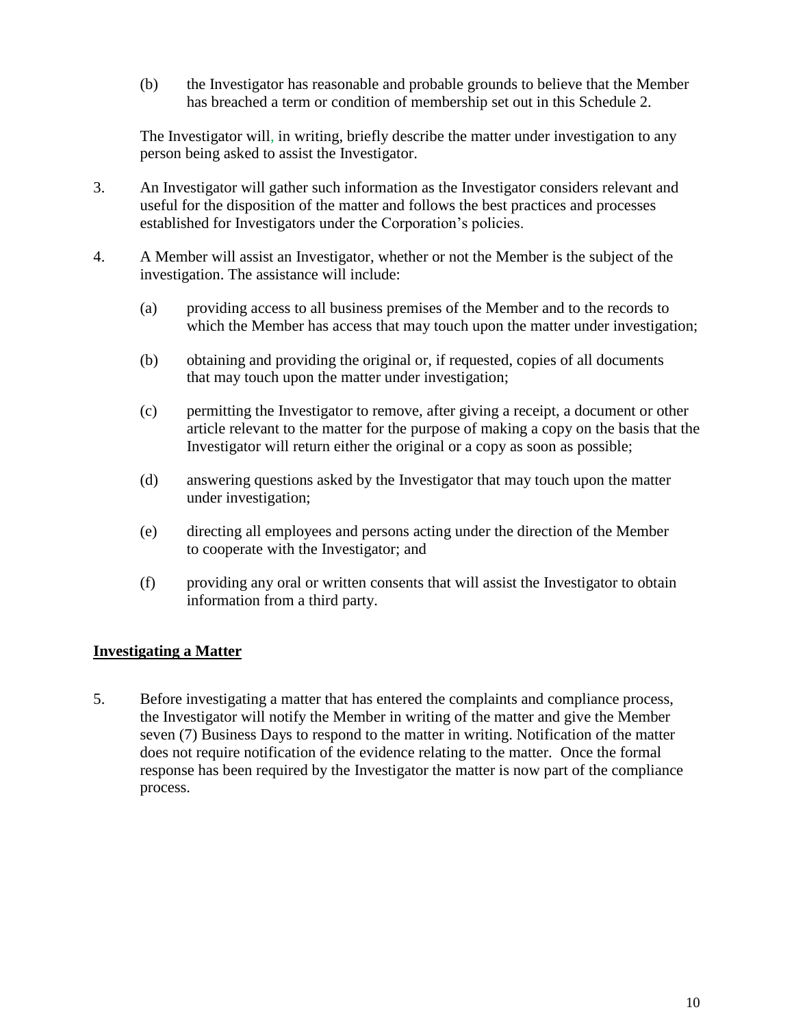(b) the Investigator has reasonable and probable grounds to believe that the Member has breached a term or condition of membership set out in this Schedule 2.

The Investigator will, in writing, briefly describe the matter under investigation to any person being asked to assist the Investigator.

3. An Investigator will gather such information as the Investigator considers relevant and useful for the disposition of the matter and follows the best practices and processes established for Investigators under the Corporation's policies.

4. A Member will assist an Investigator, whether or not the Member is the subject of the investigation. The assistance will include:

   (a) providing access to all business premises of the Member and to the records to which the Member has access that may touch upon the matter under investigation;

   (b) obtaining and providing the original or, if requested, copies of all documents that may touch upon the matter under investigation;

   (c) permitting the Investigator to remove, after giving a receipt, a document or other article relevant to the matter for the purpose of making a copy on the basis that the Investigator will return either the original or a copy as soon as possible;

   (d) answering questions asked by the Investigator that may touch upon the matter under investigation;

   (e) directing all employees and persons acting under the direction of the Member to cooperate with the Investigator; and

   (f) providing any oral or written consents that will assist the Investigator to obtain information from a third party.

**<u>Investigating a Matter</u>**

5. Before investigating a matter that has entered the complaints and compliance process, the Investigator will notify the Member in writing of the matter and give the Member seven (7) Business Days to respond to the matter in writing. Notification of the matter does not require notification of the evidence relating to the matter. Once the formal response has been required by the Investigator the matter is now part of the compliance process.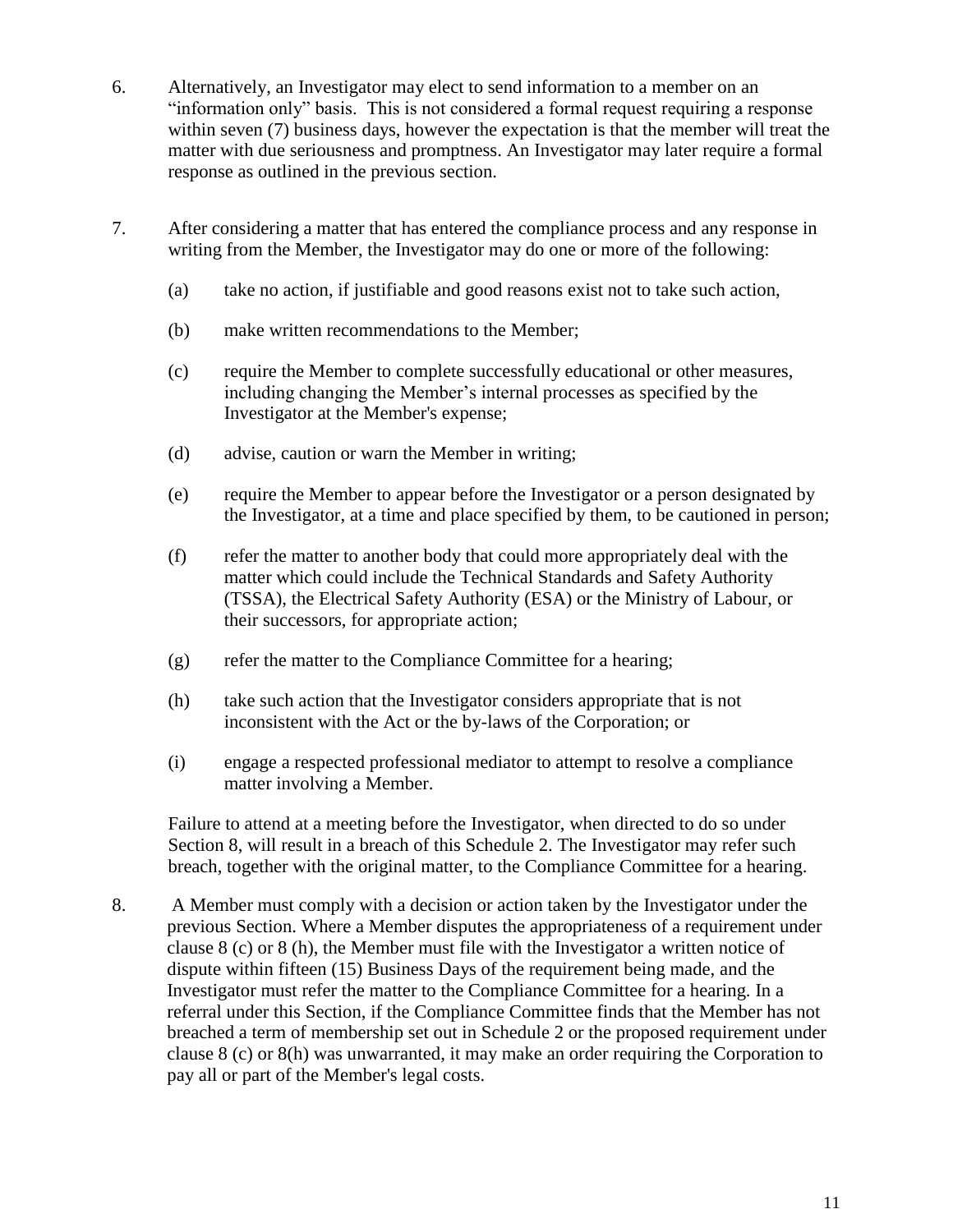6. Alternatively, an Investigator may elect to send information to a member on an "information only" basis. This is not considered a formal request requiring a response within seven (7) business days, however the expectation is that the member will treat the matter with due seriousness and promptness. An Investigator may later require a formal response as outlined in the previous section.

7. After considering a matter that has entered the compliance process and any response in writing from the Member, the Investigator may do one or more of the following:

   (a) take no action, if justifiable and good reasons exist not to take such action,

   (b) make written recommendations to the Member;

   (c) require the Member to complete successfully educational or other measures, including changing the Member's internal processes as specified by the Investigator at the Member's expense;

   (d) advise, caution or warn the Member in writing;

   (e) require the Member to appear before the Investigator or a person designated by the Investigator, at a time and place specified by them, to be cautioned in person;

   (f) refer the matter to another body that could more appropriately deal with the matter which could include the Technical Standards and Safety Authority (TSSA), the Electrical Safety Authority (ESA) or the Ministry of Labour, or their successors, for appropriate action;

   (g) refer the matter to the Compliance Committee for a hearing;

   (h) take such action that the Investigator considers appropriate that is not inconsistent with the Act or the by-laws of the Corporation; or

   (i) engage a respected professional mediator to attempt to resolve a compliance matter involving a Member.

   Failure to attend at a meeting before the Investigator, when directed to do so under Section 8, will result in a breach of this Schedule 2. The Investigator may refer such breach, together with the original matter, to the Compliance Committee for a hearing.

8. A Member must comply with a decision or action taken by the Investigator under the previous Section. Where a Member disputes the appropriateness of a requirement under clause 8 (c) or 8 (h), the Member must file with the Investigator a written notice of dispute within fifteen (15) Business Days of the requirement being made, and the Investigator must refer the matter to the Compliance Committee for a hearing. In a referral under this Section, if the Compliance Committee finds that the Member has not breached a term of membership set out in Schedule 2 or the proposed requirement under clause 8 (c) or 8(h) was unwarranted, it may make an order requiring the Corporation to pay all or part of the Member's legal costs.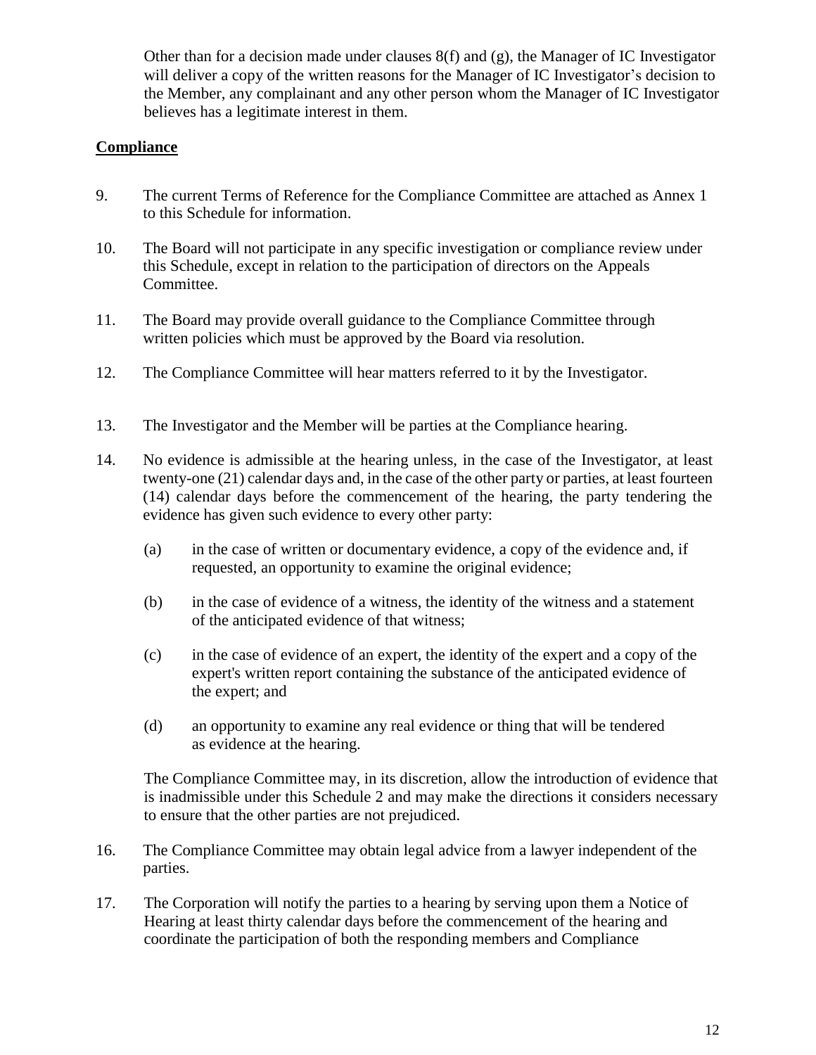Other than for a decision made under clauses 8(f) and (g), the Manager of IC Investigator will deliver a copy of the written reasons for the Manager of IC Investigator's decision to the Member, any complainant and any other person whom the Manager of IC Investigator believes has a legitimate interest in them.

**Compliance**

9. The current Terms of Reference for the Compliance Committee are attached as Annex 1 to this Schedule for information.

10. The Board will not participate in any specific investigation or compliance review under this Schedule, except in relation to the participation of directors on the Appeals Committee.

11. The Board may provide overall guidance to the Compliance Committee through written policies which must be approved by the Board via resolution.

12. The Compliance Committee will hear matters referred to it by the Investigator.

13. The Investigator and the Member will be parties at the Compliance hearing.

14. No evidence is admissible at the hearing unless, in the case of the Investigator, at least twenty-one (21) calendar days and, in the case of the other party or parties, at least fourteen (14) calendar days before the commencement of the hearing, the party tendering the evidence has given such evidence to every other party:

    (a) in the case of written or documentary evidence, a copy of the evidence and, if requested, an opportunity to examine the original evidence;

    (b) in the case of evidence of a witness, the identity of the witness and a statement of the anticipated evidence of that witness;

    (c) in the case of evidence of an expert, the identity of the expert and a copy of the expert's written report containing the substance of the anticipated evidence of the expert; and

    (d) an opportunity to examine any real evidence or thing that will be tendered as evidence at the hearing.

    The Compliance Committee may, in its discretion, allow the introduction of evidence that is inadmissible under this Schedule 2 and may make the directions it considers necessary to ensure that the other parties are not prejudiced.

16. The Compliance Committee may obtain legal advice from a lawyer independent of the parties.

17. The Corporation will notify the parties to a hearing by serving upon them a Notice of Hearing at least thirty calendar days before the commencement of the hearing and coordinate the participation of both the responding members and Compliance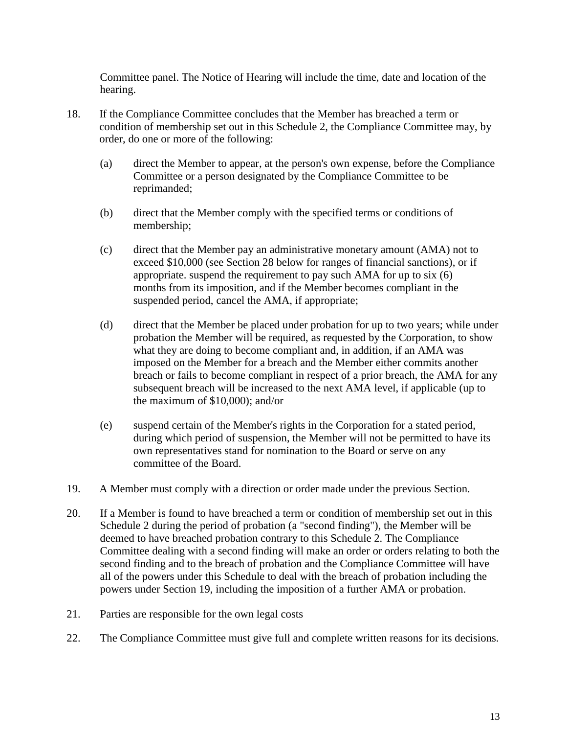Committee panel. The Notice of Hearing will include the time, date and location of the hearing.

18. If the Compliance Committee concludes that the Member has breached a term or condition of membership set out in this Schedule 2, the Compliance Committee may, by order, do one or more of the following:

    (a) direct the Member to appear, at the person's own expense, before the Compliance Committee or a person designated by the Compliance Committee to be reprimanded;

    (b) direct that the Member comply with the specified terms or conditions of membership;

    (c) direct that the Member pay an administrative monetary amount (AMA) not to exceed $10,000 (see Section 28 below for ranges of financial sanctions), or if appropriate. suspend the requirement to pay such AMA for up to six (6) months from its imposition, and if the Member becomes compliant in the suspended period, cancel the AMA, if appropriate;

    (d) direct that the Member be placed under probation for up to two years; while under probation the Member will be required, as requested by the Corporation, to show what they are doing to become compliant and, in addition, if an AMA was imposed on the Member for a breach and the Member either commits another breach or fails to become compliant in respect of a prior breach, the AMA for any subsequent breach will be increased to the next AMA level, if applicable (up to the maximum of $10,000); and/or

    (e) suspend certain of the Member's rights in the Corporation for a stated period, during which period of suspension, the Member will not be permitted to have its own representatives stand for nomination to the Board or serve on any committee of the Board.

19. A Member must comply with a direction or order made under the previous Section.

20. If a Member is found to have breached a term or condition of membership set out in this Schedule 2 during the period of probation (a "second finding"), the Member will be deemed to have breached probation contrary to this Schedule 2. The Compliance Committee dealing with a second finding will make an order or orders relating to both the second finding and to the breach of probation and the Compliance Committee will have all of the powers under this Schedule to deal with the breach of probation including the powers under Section 19, including the imposition of a further AMA or probation.

21. Parties are responsible for the own legal costs

22. The Compliance Committee must give full and complete written reasons for its decisions.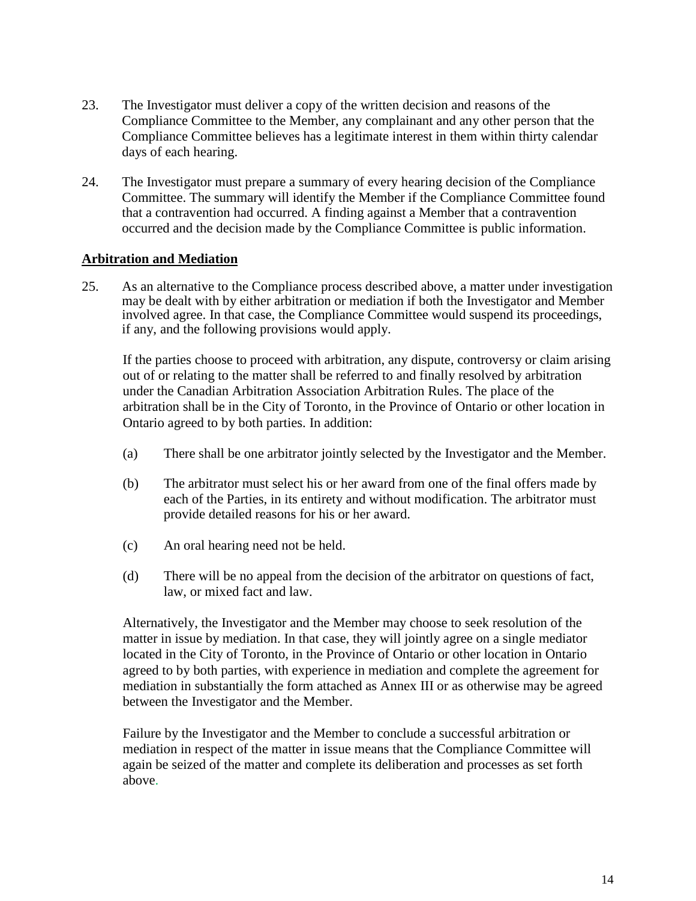23. The Investigator must deliver a copy of the written decision and reasons of the Compliance Committee to the Member, any complainant and any other person that the Compliance Committee believes has a legitimate interest in them within thirty calendar days of each hearing.

24. The Investigator must prepare a summary of every hearing decision of the Compliance Committee. The summary will identify the Member if the Compliance Committee found that a contravention had occurred. A finding against a Member that a contravention occurred and the decision made by the Compliance Committee is public information.

**Arbitration and Mediation**

25. As an alternative to the Compliance process described above, a matter under investigation may be dealt with by either arbitration or mediation if both the Investigator and Member involved agree. In that case, the Compliance Committee would suspend its proceedings, if any, and the following provisions would apply.

    If the parties choose to proceed with arbitration, any dispute, controversy or claim arising out of or relating to the matter shall be referred to and finally resolved by arbitration under the Canadian Arbitration Association Arbitration Rules. The place of the arbitration shall be in the City of Toronto, in the Province of Ontario or other location in Ontario agreed to by both parties. In addition:

    (a) There shall be one arbitrator jointly selected by the Investigator and the Member.

    (b) The arbitrator must select his or her award from one of the final offers made by each of the Parties, in its entirety and without modification. The arbitrator must provide detailed reasons for his or her award.

    (c) An oral hearing need not be held.

    (d) There will be no appeal from the decision of the arbitrator on questions of fact, law, or mixed fact and law.

    Alternatively, the Investigator and the Member may choose to seek resolution of the matter in issue by mediation. In that case, they will jointly agree on a single mediator located in the City of Toronto, in the Province of Ontario or other location in Ontario agreed to by both parties, with experience in mediation and complete the agreement for mediation in substantially the form attached as Annex III or as otherwise may be agreed between the Investigator and the Member.

    Failure by the Investigator and the Member to conclude a successful arbitration or mediation in respect of the matter in issue means that the Compliance Committee will again be seized of the matter and complete its deliberation and processes as set forth above.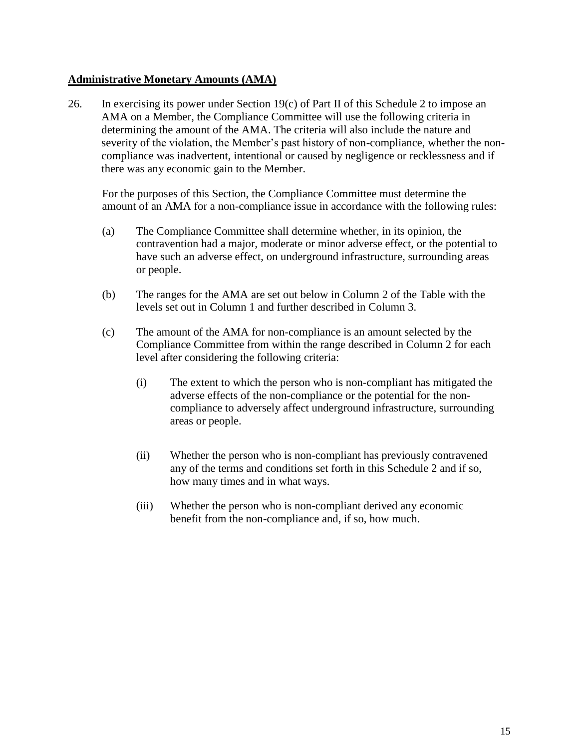**Administrative Monetary Amounts (AMA)**

26. In exercising its power under Section 19(c) of Part II of this Schedule 2 to impose an AMA on a Member, the Compliance Committee will use the following criteria in determining the amount of the AMA. The criteria will also include the nature and severity of the violation, the Member's past history of non-compliance, whether the non-compliance was inadvertent, intentional or caused by negligence or recklessness and if there was any economic gain to the Member.

    For the purposes of this Section, the Compliance Committee must determine the amount of an AMA for a non-compliance issue in accordance with the following rules:

    (a) The Compliance Committee shall determine whether, in its opinion, the contravention had a major, moderate or minor adverse effect, or the potential to have such an adverse effect, on underground infrastructure, surrounding areas or people.

    (b) The ranges for the AMA are set out below in Column 2 of the Table with the levels set out in Column 1 and further described in Column 3.

    (c) The amount of the AMA for non-compliance is an amount selected by the Compliance Committee from within the range described in Column 2 for each level after considering the following criteria:

        (i) The extent to which the person who is non-compliant has mitigated the adverse effects of the non-compliance or the potential for the non-compliance to adversely affect underground infrastructure, surrounding areas or people.

        (ii) Whether the person who is non-compliant has previously contravened any of the terms and conditions set forth in this Schedule 2 and if so, how many times and in what ways.

        (iii) Whether the person who is non-compliant derived any economic benefit from the non-compliance and, if so, how much.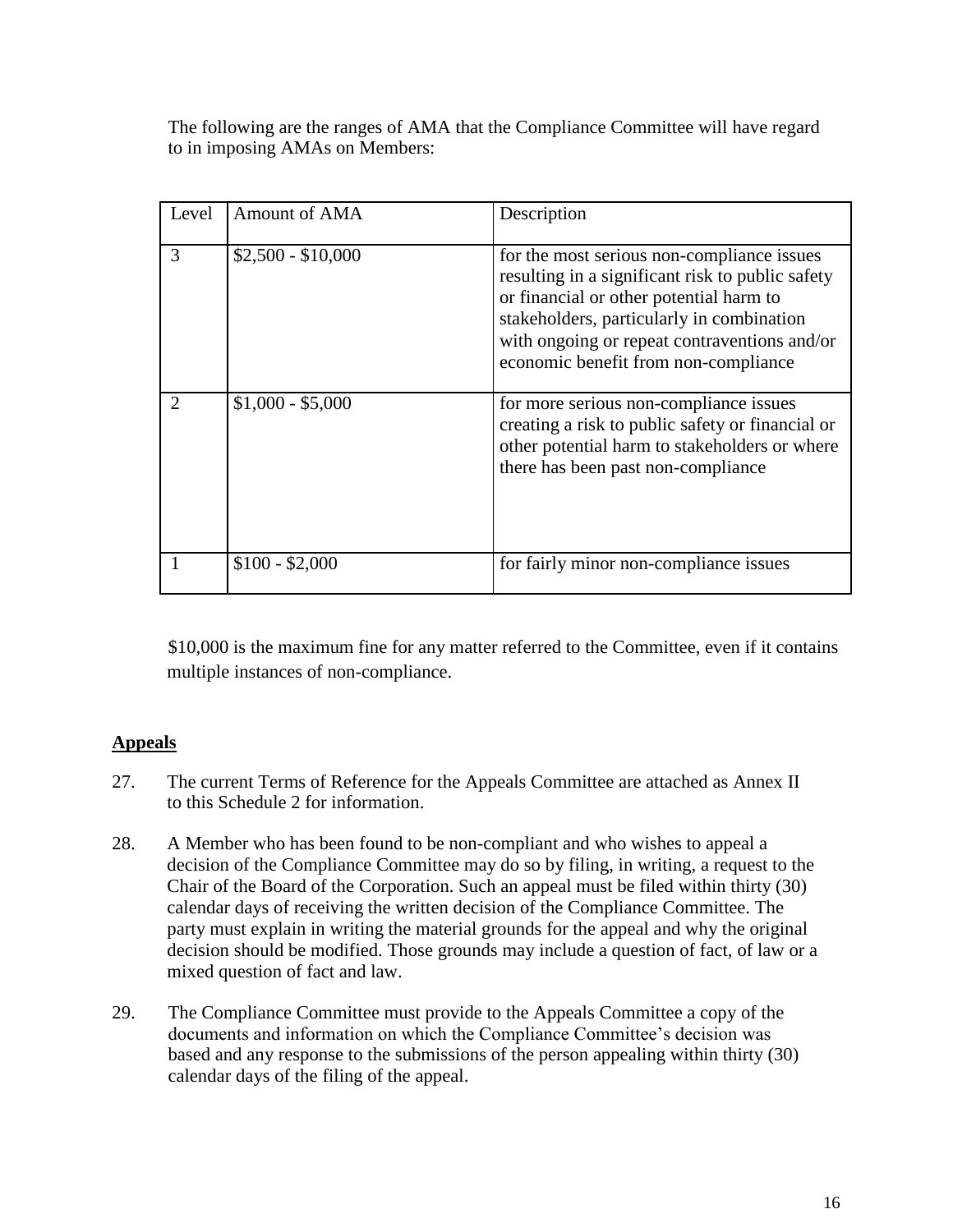The following are the ranges of AMA that the Compliance Committee will have regard to in imposing AMAs on Members:

| Level | Amount of AMA | Description |
|---|---|---|
| 3 | $2,500 - $10,000 | for the most serious non-compliance issues resulting in a significant risk to public safety or financial or other potential harm to stakeholders, particularly in combination with ongoing or repeat contraventions and/or economic benefit from non-compliance |
| 2 | $1,000 - $5,000 | for more serious non-compliance issues creating a risk to public safety or financial or other potential harm to stakeholders or where there has been past non-compliance |
| 1 | $100 - $2,000 | for fairly minor non-compliance issues |

$10,000 is the maximum fine for any matter referred to the Committee, even if it contains multiple instances of non-compliance.

## Appeals

27. The current Terms of Reference for the Appeals Committee are attached as Annex II to this Schedule 2 for information.

28. A Member who has been found to be non-compliant and who wishes to appeal a decision of the Compliance Committee may do so by filing, in writing, a request to the Chair of the Board of the Corporation. Such an appeal must be filed within thirty (30) calendar days of receiving the written decision of the Compliance Committee. The party must explain in writing the material grounds for the appeal and why the original decision should be modified. Those grounds may include a question of fact, of law or a mixed question of fact and law.

29. The Compliance Committee must provide to the Appeals Committee a copy of the documents and information on which the Compliance Committee's decision was based and any response to the submissions of the person appealing within thirty (30) calendar days of the filing of the appeal.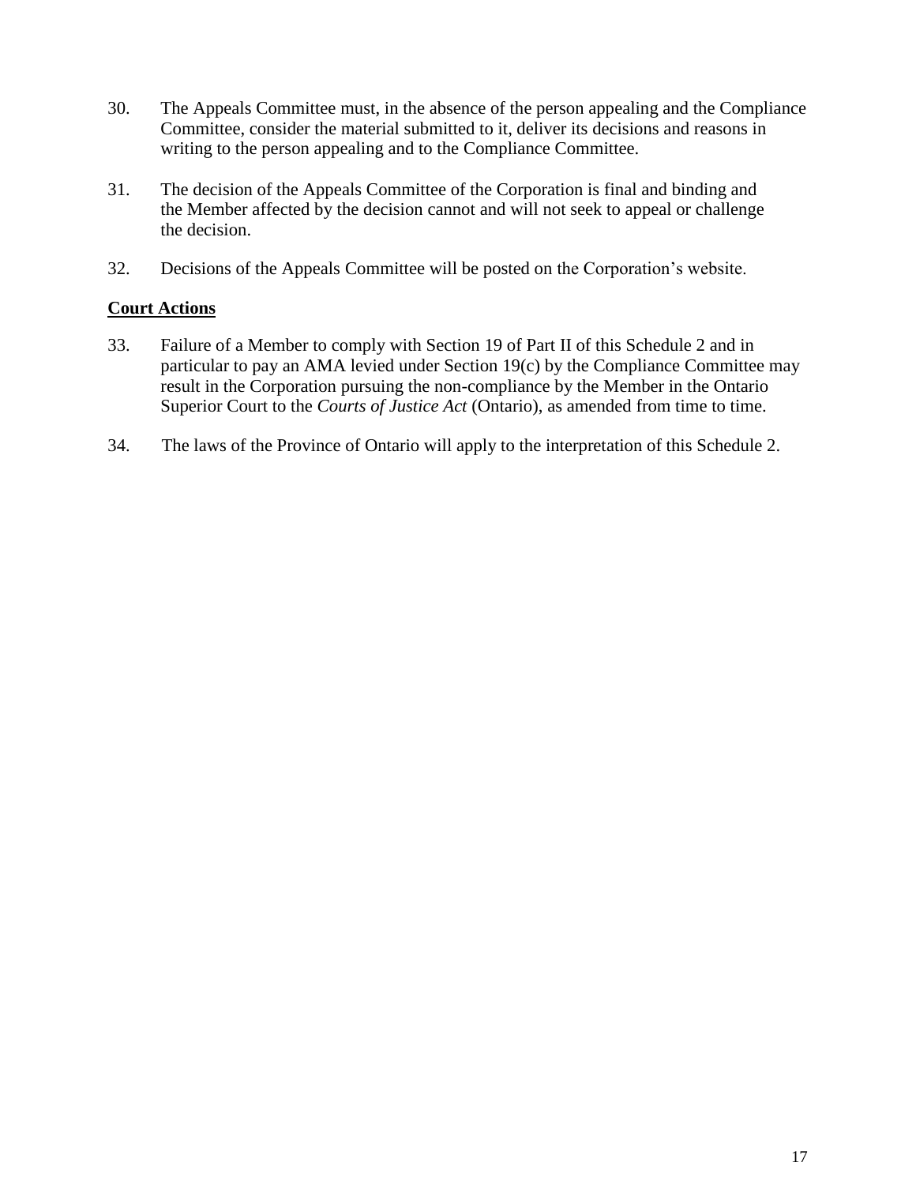30. The Appeals Committee must, in the absence of the person appealing and the Compliance Committee, consider the material submitted to it, deliver its decisions and reasons in writing to the person appealing and to the Compliance Committee.

31. The decision of the Appeals Committee of the Corporation is final and binding and the Member affected by the decision cannot and will not seek to appeal or challenge the decision.

32. Decisions of the Appeals Committee will be posted on the Corporation's website.

**Court Actions**

33. Failure of a Member to comply with Section 19 of Part II of this Schedule 2 and in particular to pay an AMA levied under Section 19(c) by the Compliance Committee may result in the Corporation pursuing the non-compliance by the Member in the Ontario Superior Court to the *Courts of Justice Act* (Ontario), as amended from time to time.

34. The laws of the Province of Ontario will apply to the interpretation of this Schedule 2.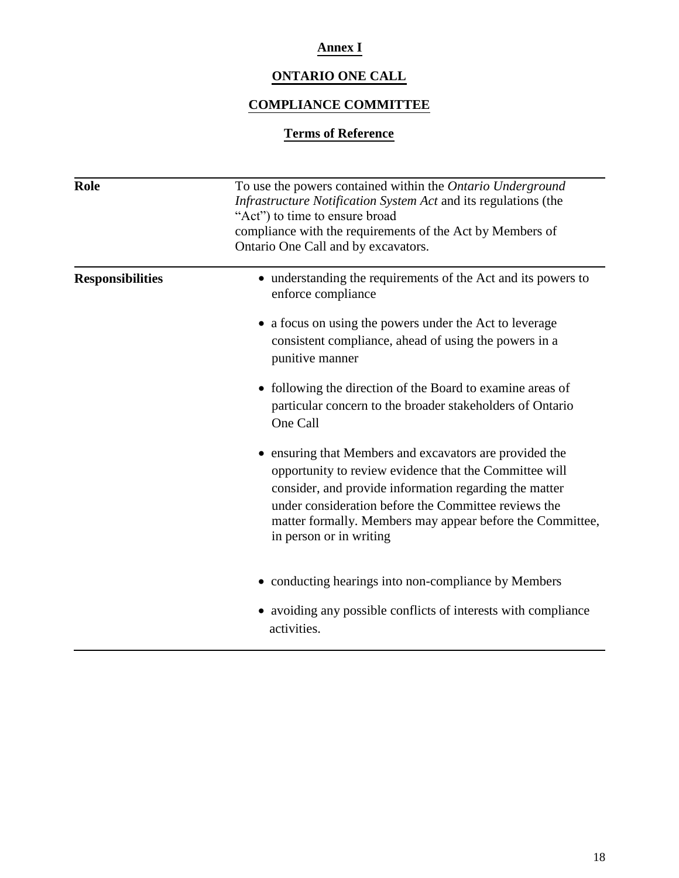# Annex I

## ONTARIO ONE CALL

## COMPLIANCE COMMITTEE

### Terms of Reference

| | |
|---|---|
| **Role** | To use the powers contained within the *Ontario Underground Infrastructure Notification System Act* and its regulations (the "Act") to time to ensure broad compliance with the requirements of the Act by Members of Ontario One Call and by excavators. |
| **Responsibilities** | • understanding the requirements of the Act and its powers to enforce compliance<br><br>• a focus on using the powers under the Act to leverage consistent compliance, ahead of using the powers in a punitive manner<br><br>• following the direction of the Board to examine areas of particular concern to the broader stakeholders of Ontario One Call<br><br>• ensuring that Members and excavators are provided the opportunity to review evidence that the Committee will consider, and provide information regarding the matter under consideration before the Committee reviews the matter formally. Members may appear before the Committee, in person or in writing<br><br>• conducting hearings into non-compliance by Members<br><br>• avoiding any possible conflicts of interests with compliance activities. |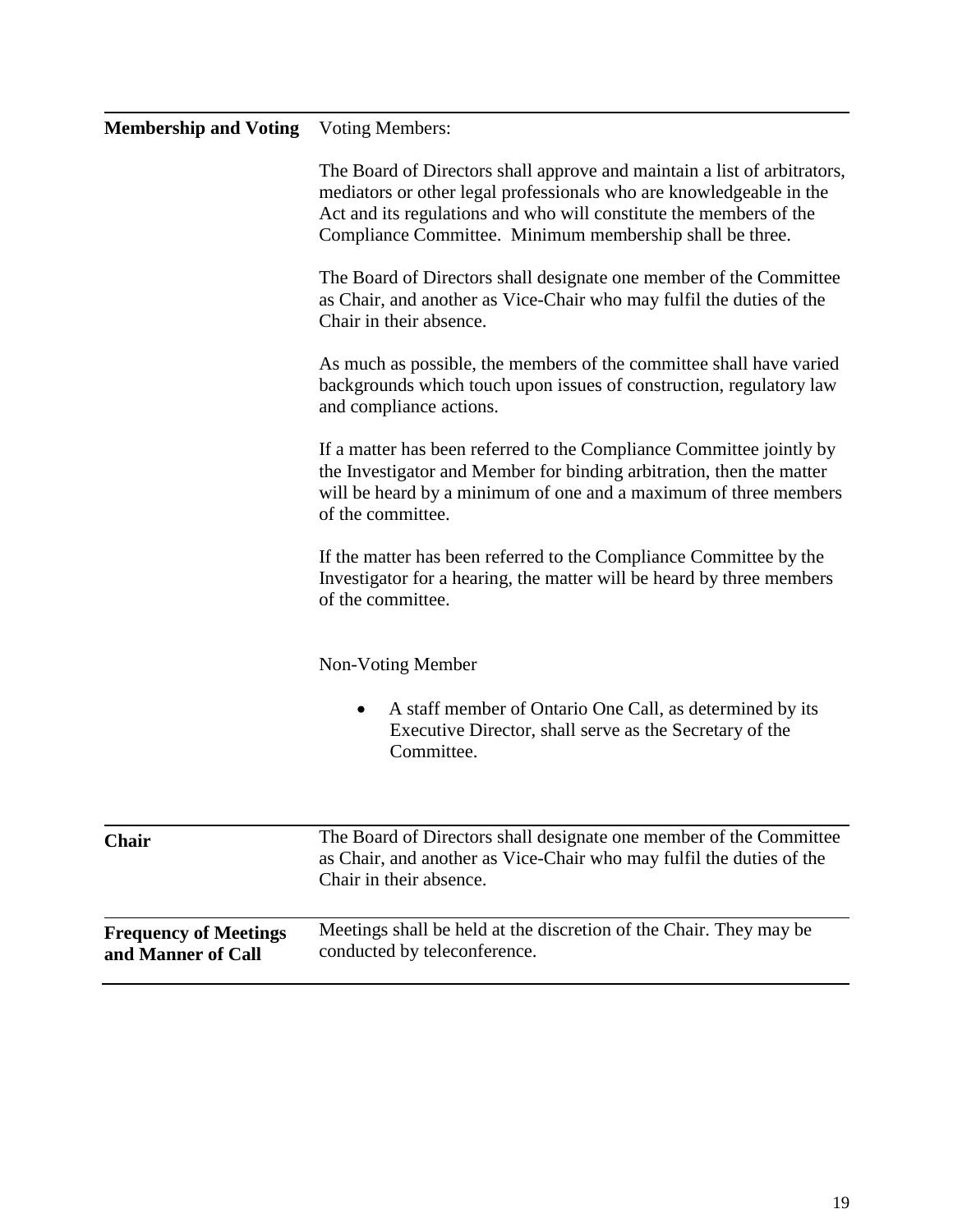| | |
|---|---|
| **Membership and Voting** | Voting Members:<br><br>The Board of Directors shall approve and maintain a list of arbitrators, mediators or other legal professionals who are knowledgeable in the Act and its regulations and who will constitute the members of the Compliance Committee. Minimum membership shall be three.<br><br>The Board of Directors shall designate one member of the Committee as Chair, and another as Vice-Chair who may fulfil the duties of the Chair in their absence.<br><br>As much as possible, the members of the committee shall have varied backgrounds which touch upon issues of construction, regulatory law and compliance actions.<br><br>If a matter has been referred to the Compliance Committee jointly by the Investigator and Member for binding arbitration, then the matter will be heard by a minimum of one and a maximum of three members of the committee.<br><br>If the matter has been referred to the Compliance Committee by the Investigator for a hearing, the matter will be heard by three members of the committee.<br><br>Non-Voting Member<br><br>• A staff member of Ontario One Call, as determined by its Executive Director, shall serve as the Secretary of the Committee. |
| **Chair** | The Board of Directors shall designate one member of the Committee as Chair, and another as Vice-Chair who may fulfil the duties of the Chair in their absence. |
| **Frequency of Meetings and Manner of Call** | Meetings shall be held at the discretion of the Chair. They may be conducted by teleconference. |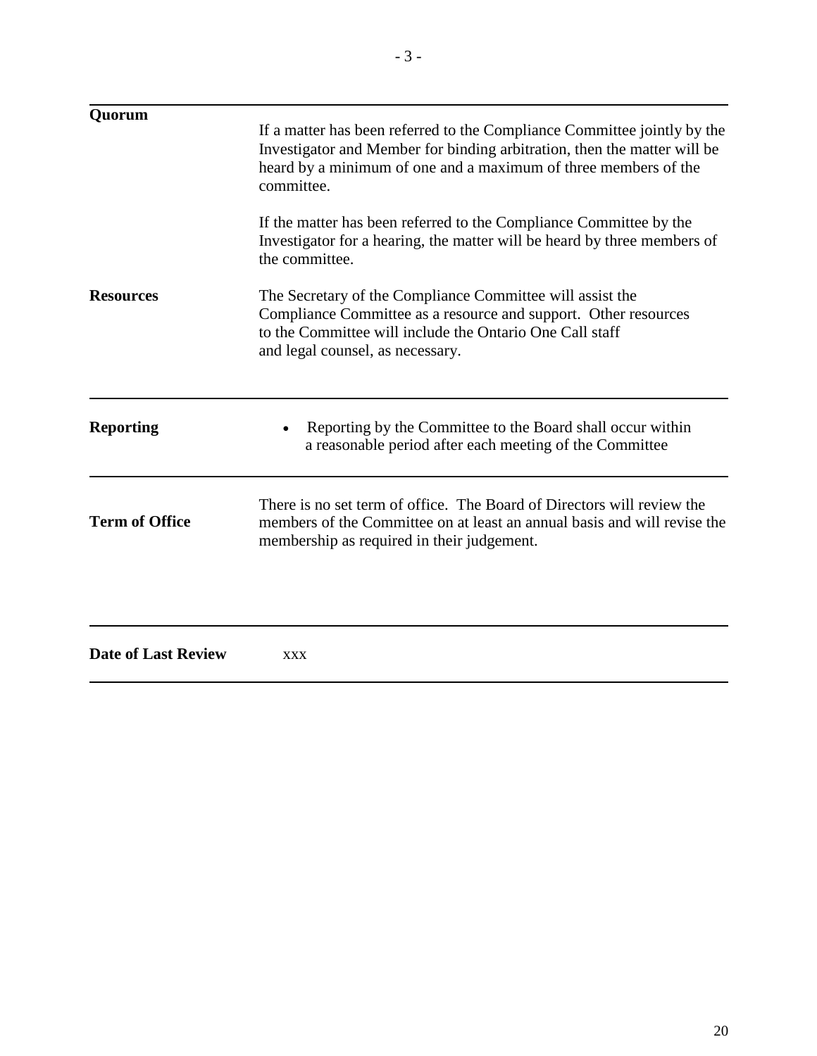| | |
|---|---|
| **Quorum** | If a matter has been referred to the Compliance Committee jointly by the Investigator and Member for binding arbitration, then the matter will be heard by a minimum of one and a maximum of three members of the committee.<br><br>If the matter has been referred to the Compliance Committee by the Investigator for a hearing, the matter will be heard by three members of the committee. |
| **Resources** | The Secretary of the Compliance Committee will assist the Compliance Committee as a resource and support. Other resources to the Committee will include the Ontario One Call staff and legal counsel, as necessary. |
| **Reporting** | • Reporting by the Committee to the Board shall occur within a reasonable period after each meeting of the Committee |
| **Term of Office** | There is no set term of office. The Board of Directors will review the members of the Committee on at least an annual basis and will revise the membership as required in their judgement. |
| **Date of Last Review** | xxx |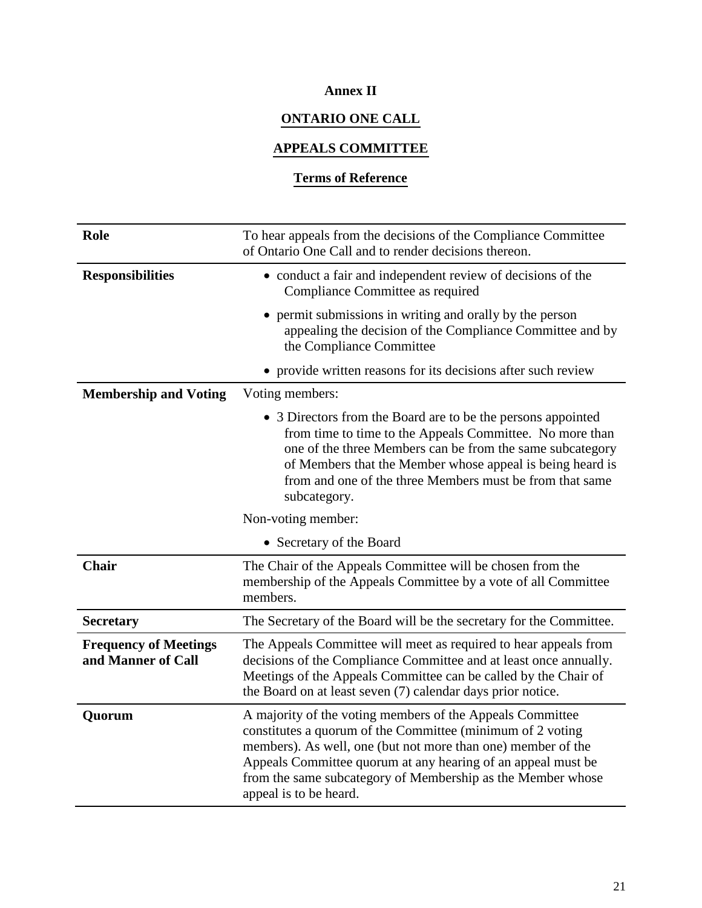**Annex II**

**ONTARIO ONE CALL**

**APPEALS COMMITTEE**

**Terms of Reference**

| | |
|---|---|
| **Role** | To hear appeals from the decisions of the Compliance Committee of Ontario One Call and to render decisions thereon. |
| **Responsibilities** | • conduct a fair and independent review of decisions of the Compliance Committee as required<br>• permit submissions in writing and orally by the person appealing the decision of the Compliance Committee and by the Compliance Committee<br>• provide written reasons for its decisions after such review |
| **Membership and Voting** | Voting members:<br>• 3 Directors from the Board are to be the persons appointed from time to time to the Appeals Committee. No more than one of the three Members can be from the same subcategory of Members that the Member whose appeal is being heard is from and one of the three Members must be from that same subcategory.<br>Non-voting member:<br>• Secretary of the Board |
| **Chair** | The Chair of the Appeals Committee will be chosen from the membership of the Appeals Committee by a vote of all Committee members. |
| **Secretary** | The Secretary of the Board will be the secretary for the Committee. |
| **Frequency of Meetings and Manner of Call** | The Appeals Committee will meet as required to hear appeals from decisions of the Compliance Committee and at least once annually. Meetings of the Appeals Committee can be called by the Chair of the Board on at least seven (7) calendar days prior notice. |
| **Quorum** | A majority of the voting members of the Appeals Committee constitutes a quorum of the Committee (minimum of 2 voting members). As well, one (but not more than one) member of the Appeals Committee quorum at any hearing of an appeal must be from the same subcategory of Membership as the Member whose appeal is to be heard. |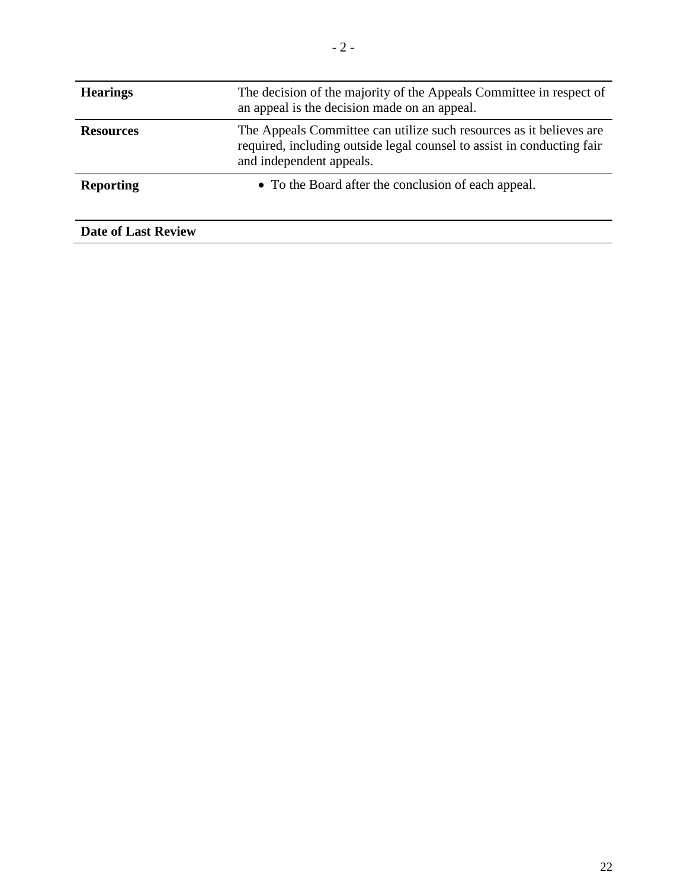| | |
|---|---|
| **Hearings** | The decision of the majority of the Appeals Committee in respect of an appeal is the decision made on an appeal. |
| **Resources** | The Appeals Committee can utilize such resources as it believes are required, including outside legal counsel to assist in conducting fair and independent appeals. |
| **Reporting** | • To the Board after the conclusion of each appeal. |
| **Date of Last Review** | |